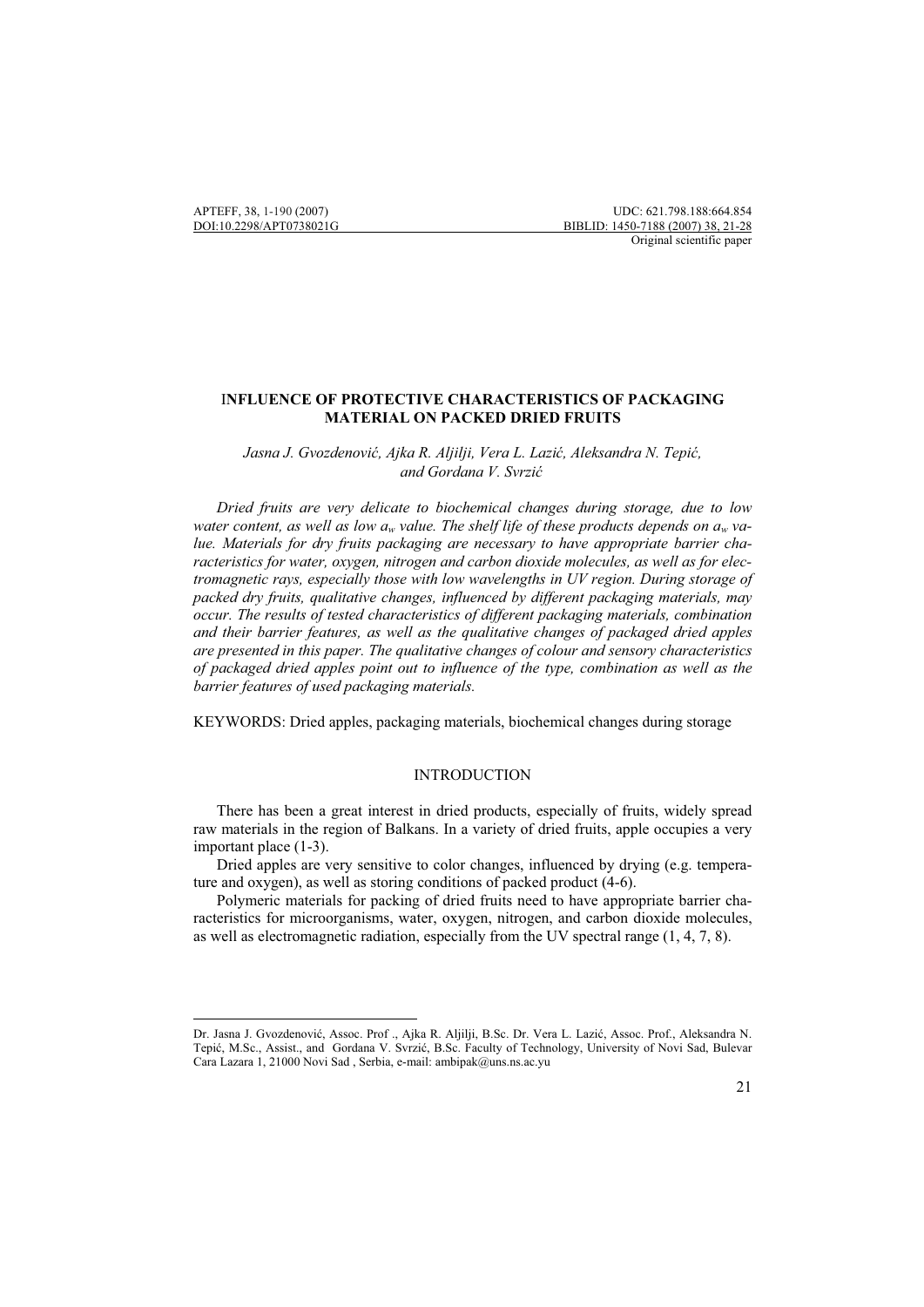APTEFF, 38, 1-190 (2007)
DOI:10.2298/APT0738021G

UDC: 621.798.188:664.854
BIBLID: 1450-7188 (2007) 38, 21-28
Original scientific paper

# INFLUENCE OF PROTECTIVE CHARACTERISTICS OF PACKAGING MATERIAL ON PACKED DRIED FRUITS

*Jasna J. Gvozdenović, Ajka R. Aljilji, Vera L. Lazić, Aleksandra N. Tepić, and Gordana V. Svrzić*

*Dried fruits are very delicate to biochemical changes during storage, due to low water content, as well as low $a_w$ value. The shelf life of these products depends on $a_w$ value. Materials for dry fruits packaging are necessary to have appropriate barrier characteristics for water, oxygen, nitrogen and carbon dioxide molecules, as well as for electromagnetic rays, especially those with low wavelengths in UV region. During storage of packed dry fruits, qualitative changes, influenced by different packaging materials, may occur. The results of tested characteristics of different packaging materials, combination and their barrier features, as well as the qualitative changes of packaged dried apples are presented in this paper. The qualitative changes of colour and sensory characteristics of packaged dried apples point out to influence of the type, combination as well as the barrier features of used packaging materials.*

KEYWORDS: Dried apples, packaging materials, biochemical changes during storage

## INTRODUCTION

There has been a great interest in dried products, especially of fruits, widely spread raw materials in the region of Balkans. In a variety of dried fruits, apple occupies a very important place (1-3).

Dried apples are very sensitive to color changes, influenced by drying (e.g. temperature and oxygen), as well as storing conditions of packed product (4-6).

Polymeric materials for packing of dried fruits need to have appropriate barrier characteristics for microorganisms, water, oxygen, nitrogen, and carbon dioxide molecules, as well as electromagnetic radiation, especially from the UV spectral range (1, 4, 7, 8).

---

Dr. Jasna J. Gvozdenović, Assoc. Prof ., Ajka R. Aljilji, B.Sc. Dr. Vera L. Lazić, Assoc. Prof., Aleksandra N. Tepić, M.Sc., Assist., and Gordana V. Svrzić, B.Sc. Faculty of Technology, University of Novi Sad, Bulevar Cara Lazara 1, 21000 Novi Sad , Serbia, e-mail: ambipak@uns.ns.ac.yu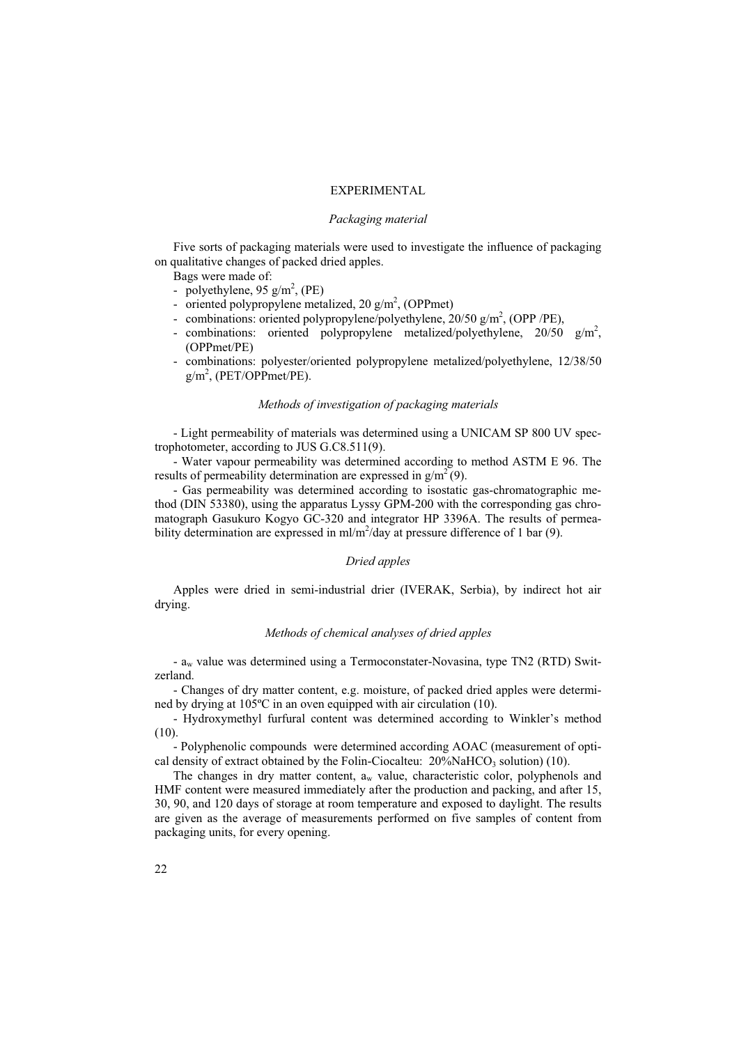## EXPERIMENTAL

### *Packaging material*

Five sorts of packaging materials were used to investigate the influence of packaging on qualitative changes of packed dried apples.

Bags were made of:

- polyethylene, 95 $g/m^2$, (PE)
- oriented polypropylene metalized, 20 $g/m^2$, (OPPmet)
- combinations: oriented polypropylene/polyethylene, 20/50 $g/m^2$, (OPP /PE),
- combinations: oriented polypropylene metalized/polyethylene, 20/50 $g/m^2$, (OPPmet/PE)
- combinations: polyester/oriented polypropylene metalized/polyethylene, 12/38/50 $g/m^2$, (PET/OPPmet/PE).

### *Methods of investigation of packaging materials*

- Light permeability of materials was determined using a UNICAM SP 800 UV spectrophotometer, according to JUS G.C8.511(9).

- Water vapour permeability was determined according to method ASTM E 96. The results of permeability determination are expressed in $g/m^2$ (9).

- Gas permeability was determined according to isostatic gas-chromatographic method (DIN 53380), using the apparatus Lyssy GPM-200 with the corresponding gas chromatograph Gasukuro Kogyo GC-320 and integrator HP 3396A. The results of permeability determination are expressed in $ml/m^2/day$ at pressure difference of 1 bar (9).

### *Dried apples*

Apples were dried in semi-industrial drier (IVERAK, Serbia), by indirect hot air drying.

### *Methods of chemical analyses of dried apples*

- $a_w$ value was determined using a Termoconstater-Novasina, type TN2 (RTD) Switzerland.

- Changes of dry matter content, e.g. moisture, of packed dried apples were determined by drying at 105ºC in an oven equipped with air circulation (10).

- Hydroxymethyl furfural content was determined according to Winkler's method (10).

- Polyphenolic compounds were determined according AOAC (measurement of optical density of extract obtained by the Folin-Ciocalteu: 20%$NaHCO_3$ solution) (10).

The changes in dry matter content, $a_w$ value, characteristic color, polyphenols and HMF content were measured immediately after the production and packing, and after 15, 30, 90, and 120 days of storage at room temperature and exposed to daylight. The results are given as the average of measurements performed on five samples of content from packaging units, for every opening.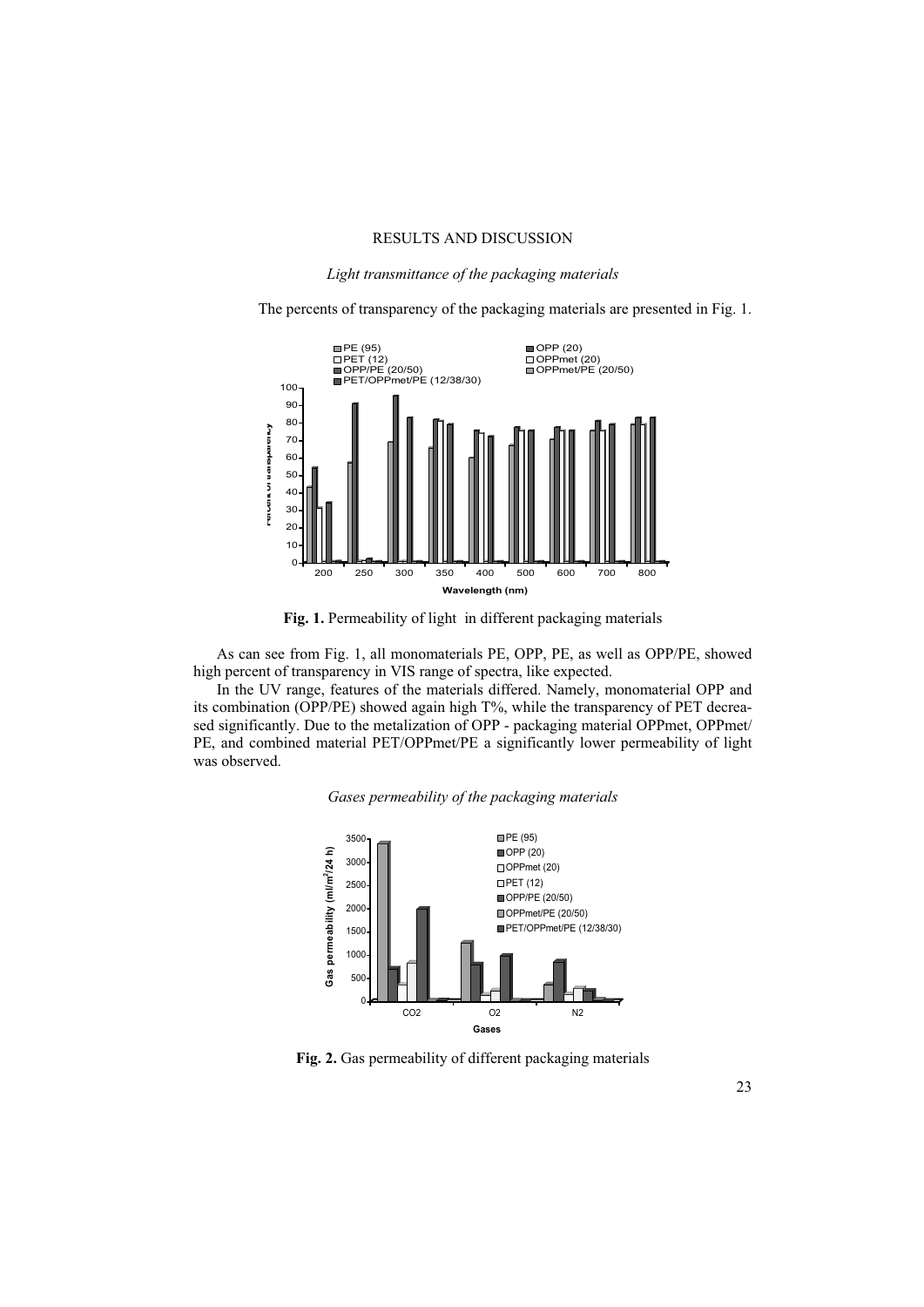## RESULTS AND DISCUSSION

### *Light transmittance of the packaging materials*

The percents of transparency of the packaging materials are presented in Fig. 1.

**Fig. 1.** Permeability of light in different packaging materials

As can see from Fig. 1, all monomaterials PE, OPP, PE, as well as OPP/PE, showed high percent of transparency in VIS range of spectra, like expected.

In the UV range, features of the materials differed. Namely, monomaterial OPP and its combination (OPP/PE) showed again high T%, while the transparency of PET decreased significantly. Due to the metalization of OPP - packaging material OPPmet, OPPmet/PE, and combined material PET/OPPmet/PE a significantly lower permeability of light was observed.

### *Gases permeability of the packaging materials*

**Fig. 2.** Gas permeability of different packaging materials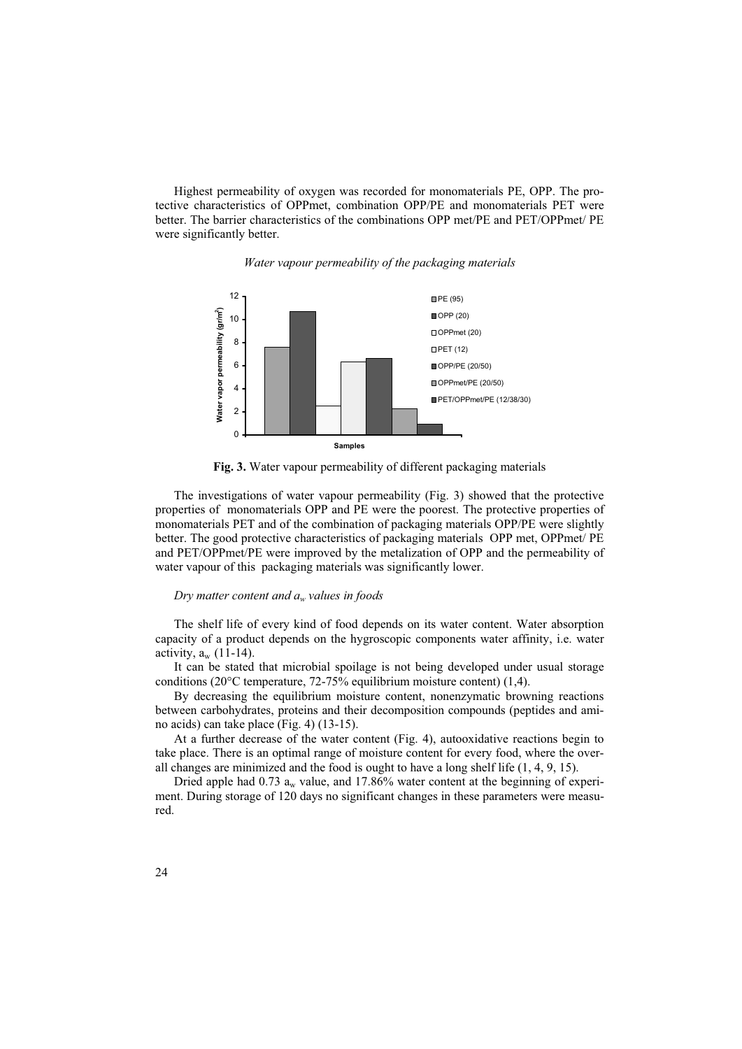Highest permeability of oxygen was recorded for monomaterials PE, OPP. The protective characteristics of OPPmet, combination OPP/PE and monomaterials PET were better. The barrier characteristics of the combinations OPP met/PE and PET/OPPmet/ PE were significantly better.

*Water vapour permeability of the packaging materials*

**Fig. 3.** Water vapour permeability of different packaging materials

The investigations of water vapour permeability (Fig. 3) showed that the protective properties of monomaterials OPP and PE were the poorest. The protective properties of monomaterials PET and of the combination of packaging materials OPP/PE were slightly better. The good protective characteristics of packaging materials OPP met, OPPmet/ PE and PET/OPPmet/PE were improved by the metalization of OPP and the permeability of water vapour of this packaging materials was significantly lower.

*Dry matter content and $a_w$ values in foods*

The shelf life of every kind of food depends on its water content. Water absorption capacity of a product depends on the hygroscopic components water affinity, i.e. water activity, $a_w$ (11-14).

It can be stated that microbial spoilage is not being developed under usual storage conditions (20°C temperature, 72-75% equilibrium moisture content) (1,4).

By decreasing the equilibrium moisture content, nonenzymatic browning reactions between carbohydrates, proteins and their decomposition compounds (peptides and amino acids) can take place (Fig. 4) (13-15).

At a further decrease of the water content (Fig. 4), autooxidative reactions begin to take place. There is an optimal range of moisture content for every food, where the overall changes are minimized and the food is ought to have a long shelf life (1, 4, 9, 15).

Dried apple had 0.73 $a_w$ value, and 17.86% water content at the beginning of experiment. During storage of 120 days no significant changes in these parameters were measured.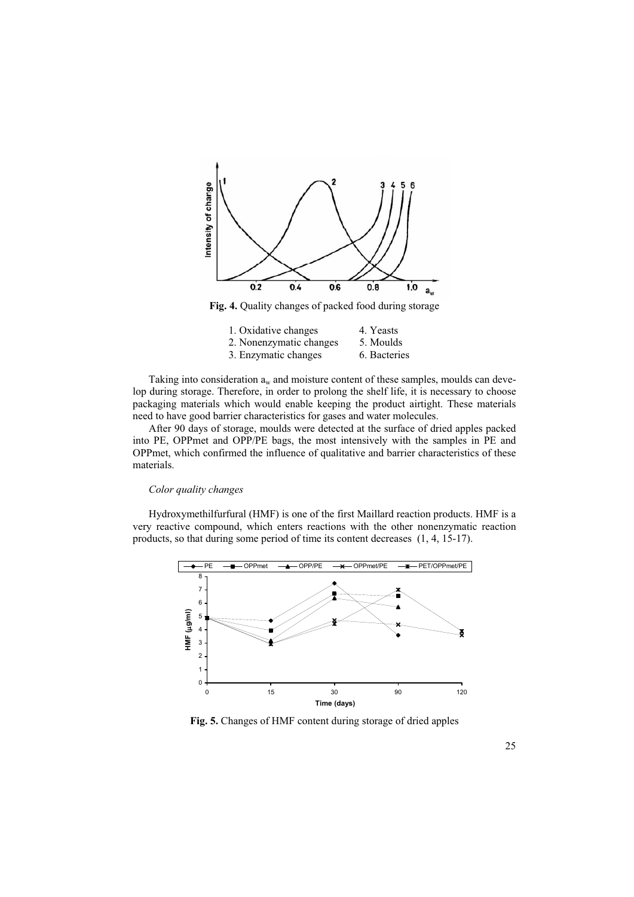**Fig. 4.** Quality changes of packed food during storage

1. Oxidative changes
2. Nonenzymatic changes
3. Enzymatic changes
4. Yeasts
5. Moulds
6. Bacteries

Taking into consideration $a_w$ and moisture content of these samples, moulds can develop during storage. Therefore, in order to prolong the shelf life, it is necessary to choose packaging materials which would enable keeping the product airtight. These materials need to have good barrier characteristics for gases and water molecules.

After 90 days of storage, moulds were detected at the surface of dried apples packed into PE, OPPmet and OPP/PE bags, the most intensively with the samples in PE and OPPmet, which confirmed the influence of qualitative and barrier characteristics of these materials.

*Color quality changes*

Hydroxymethilfurfural (HMF) is one of the first Maillard reaction products. HMF is a very reactive compound, which enters reactions with the other nonenzymatic reaction products, so that during some period of time its content decreases (1, 4, 15-17).

**Fig. 5.** Changes of HMF content during storage of dried apples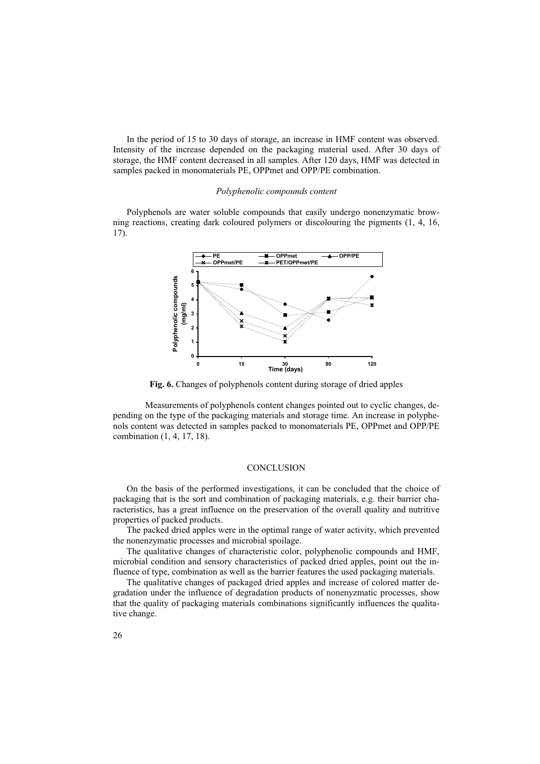In the period of 15 to 30 days of storage, an increase in HMF content was observed. Intensity of the increase depended on the packaging material used. After 30 days of storage, the HMF content decreased in all samples. After 120 days, HMF was detected in samples packed in monomaterials PE, OPPmet and OPP/PE combination.

### *Polyphenolic compounds content*

Polyphenols are water soluble compounds that easily undergo nonenzymatic browning reactions, creating dark coloured polymers or discolouring the pigments (1, 4, 16, 17).

**Fig. 6.** Changes of polyphenols content during storage of dried apples

Measurements of polyphenols content changes pointed out to cyclic changes, depending on the type of the packaging materials and storage time. An increase in polyphenols content was detected in samples packed to monomaterials PE, OPPmet and OPP/PE combination (1, 4, 17, 18).

## CONCLUSION

On the basis of the performed investigations, it can be concluded that the choice of packaging that is the sort and combination of packaging materials, e.g. their barrier characteristics, has a great influence on the preservation of the overall quality and nutritive properties of packed products.

The packed dried apples were in the optimal range of water activity, which prevented the nonenzymatic processes and microbial spoilage.

The qualitative changes of characteristic color, polyphenolic compounds and HMF, microbial condition and sensory characteristics of packed dried apples, point out the influence of type, combination as well as the barrier features the used packaging materials.

The qualitative changes of packaged dried apples and increase of colored matter degradation under the influence of degradation products of nonenyzmatic processes, show that the quality of packaging materials combinations significantly influences the qualitative change.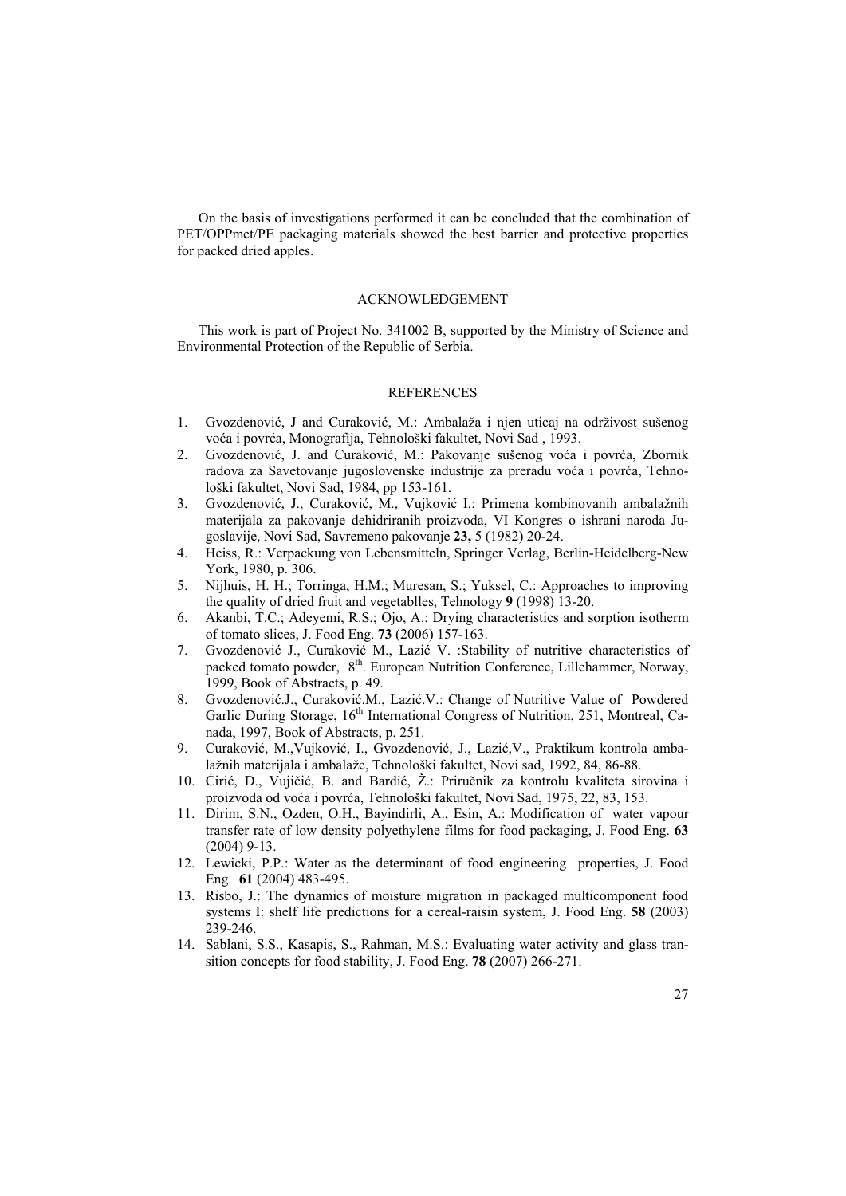On the basis of investigations performed it can be concluded that the combination of PET/OPPmet/PE packaging materials showed the best barrier and protective properties for packed dried apples.

## ACKNOWLEDGEMENT

This work is part of Project No. 341002 B, supported by the Ministry of Science and Environmental Protection of the Republic of Serbia.

## REFERENCES

1. Gvozdenović, J and Curaković, M.: Ambalaža i njen uticaj na održivost sušenog voća i povrća, Monografija, Tehnološki fakultet, Novi Sad , 1993.
2. Gvozdenović, J. and Curaković, M.: Pakovanje sušenog voća i povrća, Zbornik radova za Savetovanje jugoslovenske industrije za preradu voća i povrća, Tehnološki fakultet, Novi Sad, 1984, pp 153-161.
3. Gvozdenović, J., Curaković, M., Vujković I.: Primena kombinovanih ambalažnih materijala za pakovanje dehidriranih proizvoda, VI Kongres o ishrani naroda Jugoslavije, Novi Sad, Savremeno pakovanje **23,** 5 (1982) 20-24.
4. Heiss, R.: Verpackung von Lebensmitteln, Springer Verlag, Berlin-Heidelberg-New York, 1980, p. 306.
5. Nijhuis, H. H.; Torringa, H.M.; Muresan, S.; Yuksel, C.: Approaches to improving the quality of dried fruit and vegetablles, Tehnology **9** (1998) 13-20.
6. Akanbi, T.C.; Adeyemi, R.S.; Ojo, A.: Drying characteristics and sorption isotherm of tomato slices, J. Food Eng. **73** (2006) 157-163.
7. Gvozdenović J., Curaković M., Lazić V. :Stability of nutritive characteristics of packed tomato powder, 8th. European Nutrition Conference, Lillehammer, Norway, 1999, Book of Abstracts, p. 49.
8. Gvozdenović.J., Curaković.M., Lazić.V.: Change of Nutritive Value of Powdered Garlic During Storage, 16th International Congress of Nutrition, 251, Montreal, Canada, 1997, Book of Abstracts, p. 251.
9. Curaković, M.,Vujković, I., Gvozdenović, J., Lazić,V., Praktikum kontrola ambalažnih materijala i ambalaže, Tehnološki fakultet, Novi sad, 1992, 84, 86-88.
10. Ćirić, D., Vujičić, B. and Bardić, Ž.: Priručnik za kontrolu kvaliteta sirovina i proizvoda od voća i povrća, Tehnološki fakultet, Novi Sad, 1975, 22, 83, 153.
11. Dirim, S.N., Ozden, O.H., Bayindirli, A., Esin, A.: Modification of water vapour transfer rate of low density polyethylene films for food packaging, J. Food Eng. **63** (2004) 9-13.
12. Lewicki, P.P.: Water as the determinant of food engineering properties, J. Food Eng. **61** (2004) 483-495.
13. Risbo, J.: The dynamics of moisture migration in packaged multicomponent food systems I: shelf life predictions for a cereal-raisin system, J. Food Eng. **58** (2003) 239-246.
14. Sablani, S.S., Kasapis, S., Rahman, M.S.: Evaluating water activity and glass transition concepts for food stability, J. Food Eng. **78** (2007) 266-271.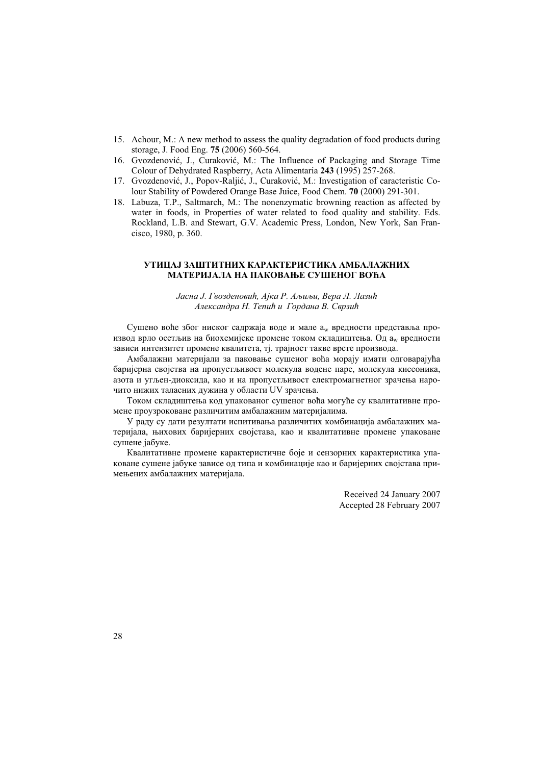15. Achour, M.: A new method to assess the quality degradation of food products during storage, J. Food Eng. **75** (2006) 560-564.
16. Gvozdenović, J., Curaković, M.: The Influence of Packaging and Storage Time Colour of Dehydrated Raspberry, Acta Alimentaria **243** (1995) 257-268.
17. Gvozdenović, J., Popov-Raljić, J., Curaković, M.: Investigation of caracteristic Colour Stability of Powdered Orange Base Juice, Food Chem. **70** (2000) 291-301.
18. Labuza, T.P., Saltmarch, M.: The nonenzymatic browning reaction as affected by water in foods, in Properties of water related to food quality and stability. Eds. Rockland, L.B. and Stewart, G.V. Academic Press, London, New York, San Francisco, 1980, p. 360.

## УТИЦАЈ ЗАШТИТНИХ КАРАКТЕРИСТИКА АМБАЛАЖНИХ МАТЕРИЈАЛА НА ПАКОВАЊЕ СУШЕНОГ ВОЋА

*Јасна Ј. Гвозденовић, Ајка Р. Аљиљи, Вера Л. Лазић*
*Александра Н. Тепић и Гордана В. Сврзић*

Сушено воће због ниског садржаја воде и мале $a_w$ вредности представља производ врло осетљив на биохемијске промене током складиштења. Од $a_w$ вредности зависи интензитет промене квалитета, тј. трајност такве врсте производа.

Амбалажни материјали за паковање сушеног воћа морају имати одговарајућа баријерна својства на пропустљивост молекула водене паре, молекула кисеоника, азота и угљен-диоксида, као и на пропустљивост електромагнетног зрачења нарочито нижих таласних дужина у области UV зрачења.

Током складиштења код упакованог сушеног воћа могуће су квалитативне промене проузроковане различитим амбалажним материјалима.

У раду су дати резултати испитивања различитих комбинација амбалажних материјала, њихових баријерних својстава, као и квалитативне промене упаковане сушене јабуке.

Квалитативне промене карактеристичне боје и сензорних карактеристика упаковане сушене јабуке зависе од типа и комбинације као и баријерних својстава примењених амбалажних материјала.

Received 24 January 2007
Accepted 28 February 2007